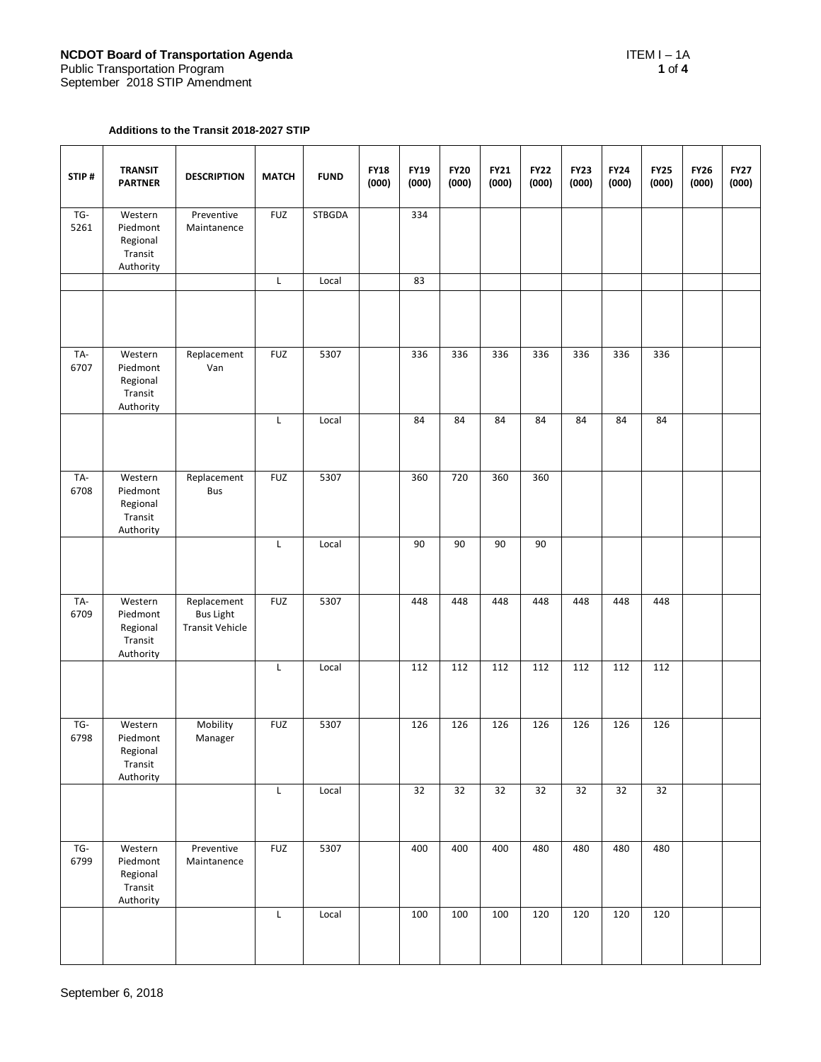**NCDOT Board of Transportation Agenda**
Public Transportation Program
September 2018 STIP Amendment

ITEM I – 1A

**Additions to the Transit 2018-2027 STIP**

| STIP # | TRANSIT PARTNER | DESCRIPTION | MATCH | FUND | FY18 (000) | FY19 (000) | FY20 (000) | FY21 (000) | FY22 (000) | FY23 (000) | FY24 (000) | FY25 (000) | FY26 (000) | FY27 (000) |
|---|---|---|---|---|---|---|---|---|---|---|---|---|---|---|
| TG-5261 | Western Piedmont Regional Transit Authority | Preventive Maintanence | FUZ | STBGDA | | 334 | | | | | | | | |
| | | | L | Local | | 83 | | | | | | | | |
| | | | | | | | | | | | | | | |
| TA-6707 | Western Piedmont Regional Transit Authority | Replacement Van | FUZ | 5307 | | 336 | 336 | 336 | 336 | 336 | 336 | 336 | | |
| | | | L | Local | | 84 | 84 | 84 | 84 | 84 | 84 | 84 | | |
| TA-6708 | Western Piedmont Regional Transit Authority | Replacement Bus | FUZ | 5307 | | 360 | 720 | 360 | 360 | | | | | |
| | | | L | Local | | 90 | 90 | 90 | 90 | | | | | |
| TA-6709 | Western Piedmont Regional Transit Authority | Replacement Bus Light Transit Vehicle | FUZ | 5307 | | 448 | 448 | 448 | 448 | 448 | 448 | 448 | | |
| | | | L | Local | | 112 | 112 | 112 | 112 | 112 | 112 | 112 | | |
| TG-6798 | Western Piedmont Regional Transit Authority | Mobility Manager | FUZ | 5307 | | 126 | 126 | 126 | 126 | 126 | 126 | 126 | | |
| | | | L | Local | | 32 | 32 | 32 | 32 | 32 | 32 | 32 | | |
| TG-6799 | Western Piedmont Regional Transit Authority | Preventive Maintanence | FUZ | 5307 | | 400 | 400 | 400 | 480 | 480 | 480 | 480 | | |
| | | | L | Local | | 100 | 100 | 100 | 120 | 120 | 120 | 120 | | |

September 6, 2018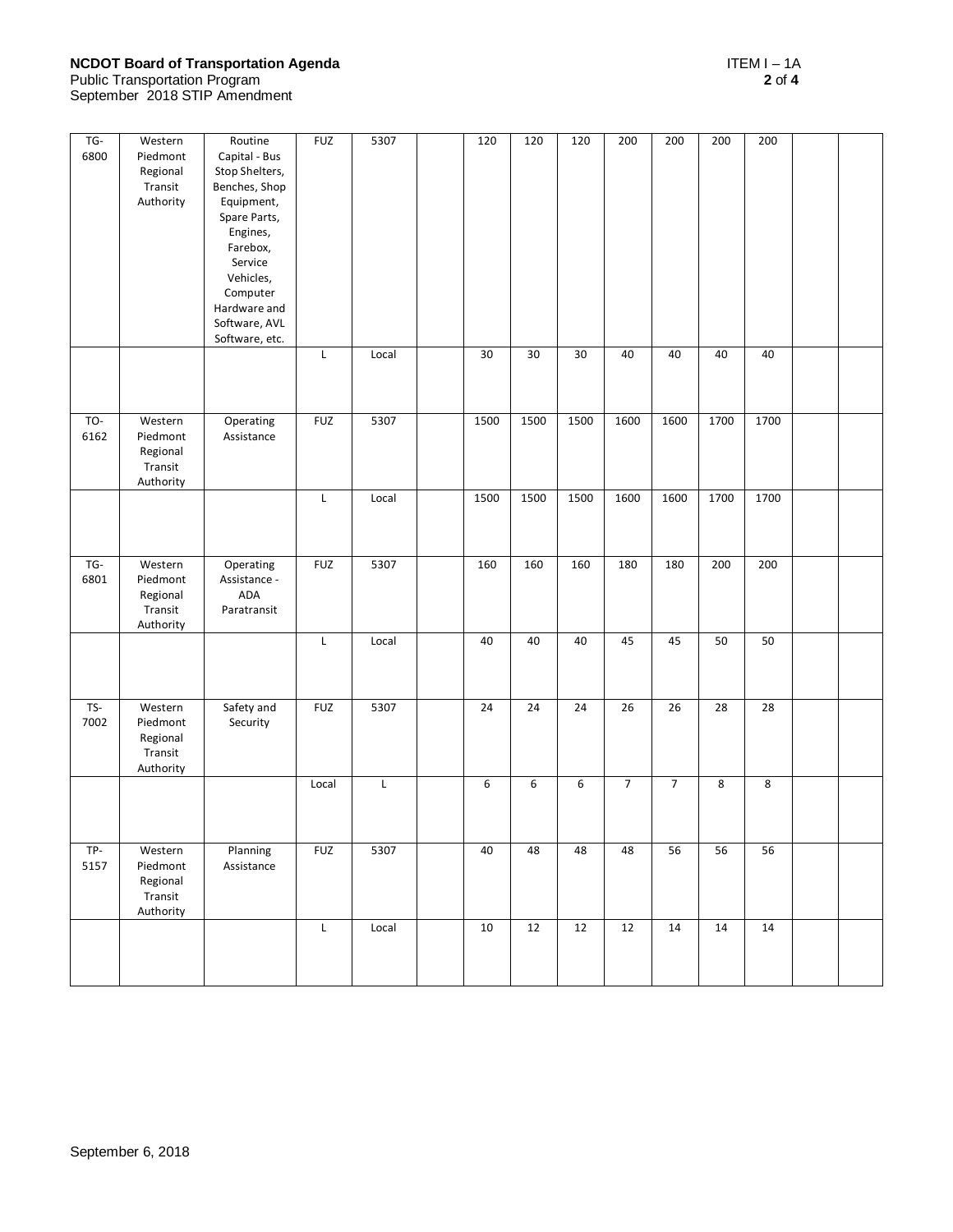| | | | | | | | | | | | | | | |
|---|---|---|---|---|---|---|---|---|---|---|---|---|---|---|
| TG-6800 | Western Piedmont Regional Transit Authority | Routine Capital - Bus Stop Shelters, Benches, Shop Equipment, Spare Parts, Engines, Farebox, Service Vehicles, Computer Hardware and Software, AVL Software, etc. | FUZ | 5307 | | 120 | 120 | 120 | 200 | 200 | 200 | 200 | | |
| | | | L | Local | | 30 | 30 | 30 | 40 | 40 | 40 | 40 | | |
| TO-6162 | Western Piedmont Regional Transit Authority | Operating Assistance | FUZ | 5307 | | 1500 | 1500 | 1500 | 1600 | 1600 | 1700 | 1700 | | |
| | | | L | Local | | 1500 | 1500 | 1500 | 1600 | 1600 | 1700 | 1700 | | |
| TG-6801 | Western Piedmont Regional Transit Authority | Operating Assistance - ADA Paratransit | FUZ | 5307 | | 160 | 160 | 160 | 180 | 180 | 200 | 200 | | |
| | | | L | Local | | 40 | 40 | 40 | 45 | 45 | 50 | 50 | | |
| TS-7002 | Western Piedmont Regional Transit Authority | Safety and Security | FUZ | 5307 | | 24 | 24 | 24 | 26 | 26 | 28 | 28 | | |
| | | | Local | L | | 6 | 6 | 6 | 7 | 7 | 8 | 8 | | |
| TP-5157 | Western Piedmont Regional Transit Authority | Planning Assistance | FUZ | 5307 | | 40 | 48 | 48 | 48 | 56 | 56 | 56 | | |
| | | | L | Local | | 10 | 12 | 12 | 12 | 14 | 14 | 14 | | |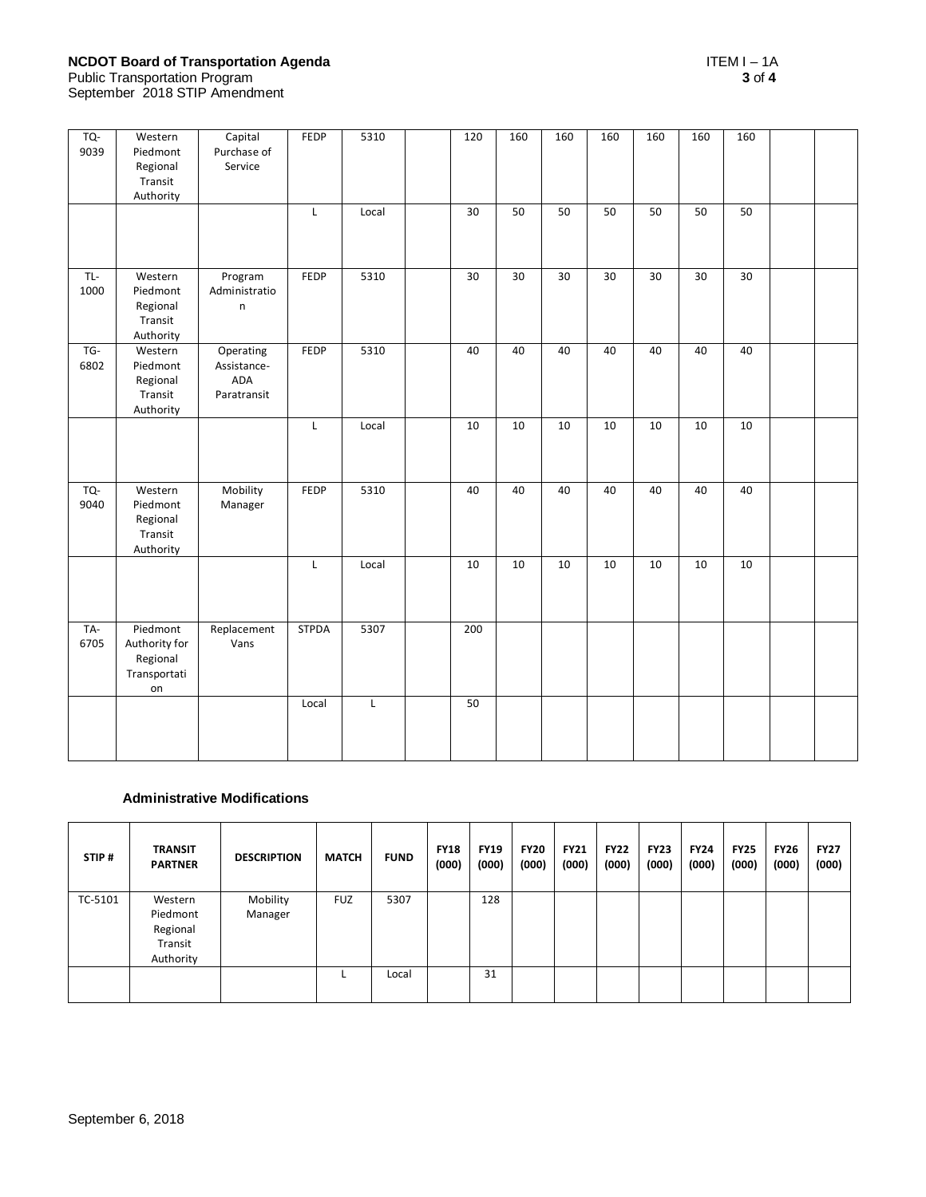| STIP # | TRANSIT PARTNER | DESCRIPTION | MATCH | FUND | FY18 (000) | FY19 (000) | FY20 (000) | FY21 (000) | FY22 (000) | FY23 (000) | FY24 (000) | FY25 (000) | FY26 (000) | FY27 (000) |
|---|---|---|---|---|---|---|---|---|---|---|---|---|---|---|
| TQ-9039 | Western Piedmont Regional Transit Authority | Capital Purchase of Service | FEDP | 5310 | | 120 | 160 | 160 | 160 | 160 | 160 | 160 | | |
| | | | L | Local | | 30 | 50 | 50 | 50 | 50 | 50 | 50 | | |
| TL-1000 | Western Piedmont Regional Transit Authority | Program Administration | FEDP | 5310 | | 30 | 30 | 30 | 30 | 30 | 30 | 30 | | |
| TG-6802 | Western Piedmont Regional Transit Authority | Operating Assistance- ADA Paratransit | FEDP | 5310 | | 40 | 40 | 40 | 40 | 40 | 40 | 40 | | |
| | | | L | Local | | 10 | 10 | 10 | 10 | 10 | 10 | 10 | | |
| TQ-9040 | Western Piedmont Regional Transit Authority | Mobility Manager | FEDP | 5310 | | 40 | 40 | 40 | 40 | 40 | 40 | 40 | | |
| | | | L | Local | | 10 | 10 | 10 | 10 | 10 | 10 | 10 | | |
| TA-6705 | Piedmont Authority for Regional Transportation | Replacement Vans | STPDA | 5307 | | 200 | | | | | | | | |
| | | | Local | L | | 50 | | | | | | | | |

### Administrative Modifications

| STIP # | TRANSIT PARTNER | DESCRIPTION | MATCH | FUND | FY18 (000) | FY19 (000) | FY20 (000) | FY21 (000) | FY22 (000) | FY23 (000) | FY24 (000) | FY25 (000) | FY26 (000) | FY27 (000) |
|---|---|---|---|---|---|---|---|---|---|---|---|---|---|---|
| TC-5101 | Western Piedmont Regional Transit Authority | Mobility Manager | FUZ | 5307 | | 128 | | | | | | | | |
| | | | L | Local | | 31 | | | | | | | | |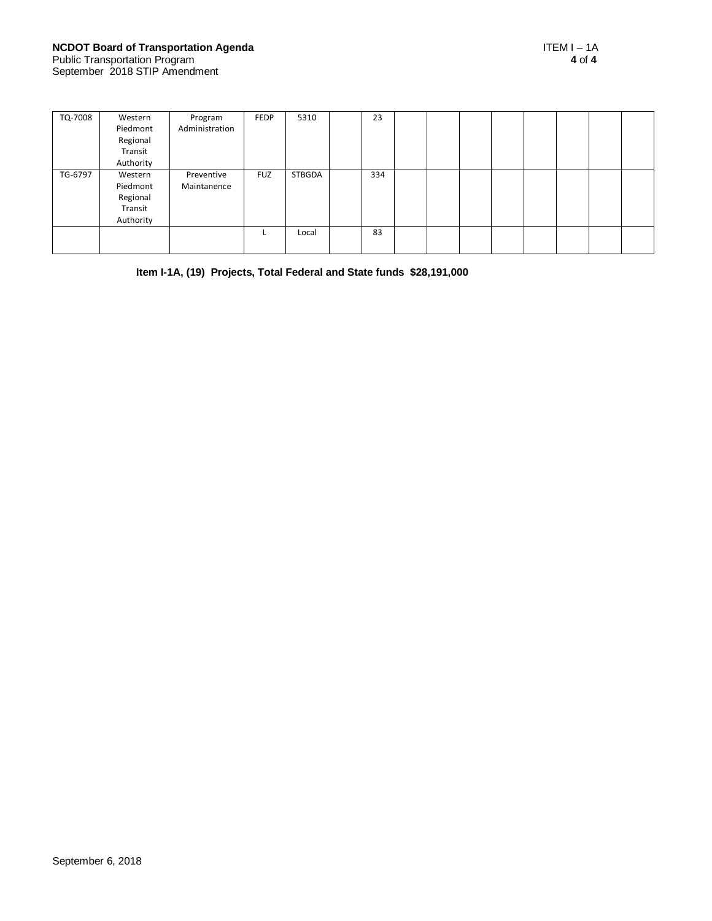| | | | | | | | | | | | | | | | |
|---|---|---|---|---|---|---|---|---|---|---|---|---|---|---|---|
| TQ-7008 | Western Piedmont Regional Transit Authority | Program Administration | FEDP | 5310 | | 23 | | | | | | | | | |
| TG-6797 | Western Piedmont Regional Transit Authority | Preventive Maintanence | FUZ | STBGDA | | 334 | | | | | | | | | |
| | | | L | Local | | 83 | | | | | | | | | |

**Item I-1A, (19) Projects, Total Federal and State funds $28,191,000**

September 6, 2018